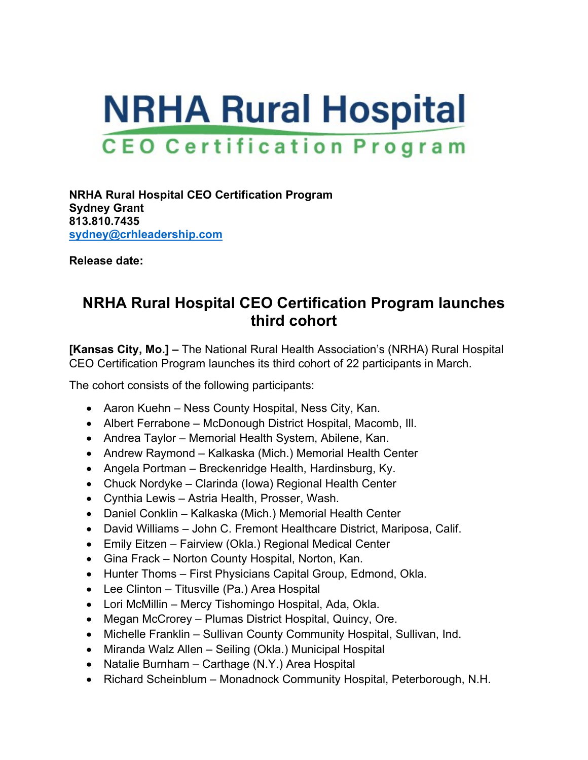# NRHA Rural Hospital

## CEO Certification Program

**NRHA Rural Hospital CEO Certification Program**
**Sydney Grant**
**813.810.7435**
**[sydney@crhleadership.com](mailto:sydney@crhleadership.com)**

**Release date:**

## NRHA Rural Hospital CEO Certification Program launches third cohort

**[Kansas City, Mo.] –** The National Rural Health Association's (NRHA) Rural Hospital CEO Certification Program launches its third cohort of 22 participants in March.

The cohort consists of the following participants:

- Aaron Kuehn – Ness County Hospital, Ness City, Kan.
- Albert Ferrabone – McDonough District Hospital, Macomb, Ill.
- Andrea Taylor – Memorial Health System, Abilene, Kan.
- Andrew Raymond – Kalkaska (Mich.) Memorial Health Center
- Angela Portman – Breckenridge Health, Hardinsburg, Ky.
- Chuck Nordyke – Clarinda (Iowa) Regional Health Center
- Cynthia Lewis – Astria Health, Prosser, Wash.
- Daniel Conklin – Kalkaska (Mich.) Memorial Health Center
- David Williams – John C. Fremont Healthcare District, Mariposa, Calif.
- Emily Eitzen – Fairview (Okla.) Regional Medical Center
- Gina Frack – Norton County Hospital, Norton, Kan.
- Hunter Thoms – First Physicians Capital Group, Edmond, Okla.
- Lee Clinton – Titusville (Pa.) Area Hospital
- Lori McMillin – Mercy Tishomingo Hospital, Ada, Okla.
- Megan McCrorey – Plumas District Hospital, Quincy, Ore.
- Michelle Franklin – Sullivan County Community Hospital, Sullivan, Ind.
- Miranda Walz Allen – Seiling (Okla.) Municipal Hospital
- Natalie Burnham – Carthage (N.Y.) Area Hospital
- Richard Scheinblum – Monadnock Community Hospital, Peterborough, N.H.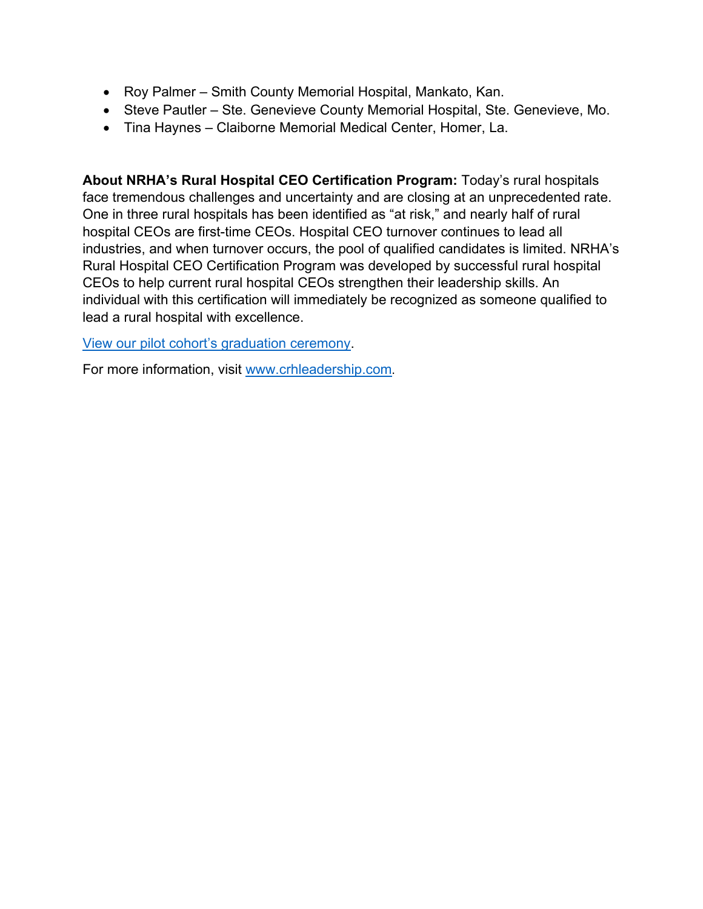- Roy Palmer – Smith County Memorial Hospital, Mankato, Kan.
- Steve Pautler – Ste. Genevieve County Memorial Hospital, Ste. Genevieve, Mo.
- Tina Haynes – Claiborne Memorial Medical Center, Homer, La.

**About NRHA's Rural Hospital CEO Certification Program:** Today's rural hospitals face tremendous challenges and uncertainty and are closing at an unprecedented rate. One in three rural hospitals has been identified as "at risk," and nearly half of rural hospital CEOs are first-time CEOs. Hospital CEO turnover continues to lead all industries, and when turnover occurs, the pool of qualified candidates is limited. NRHA's Rural Hospital CEO Certification Program was developed by successful rural hospital CEOs to help current rural hospital CEOs strengthen their leadership skills. An individual with this certification will immediately be recognized as someone qualified to lead a rural hospital with excellence.

View our pilot cohort's graduation ceremony.

For more information, visit www.crhleadership.com.